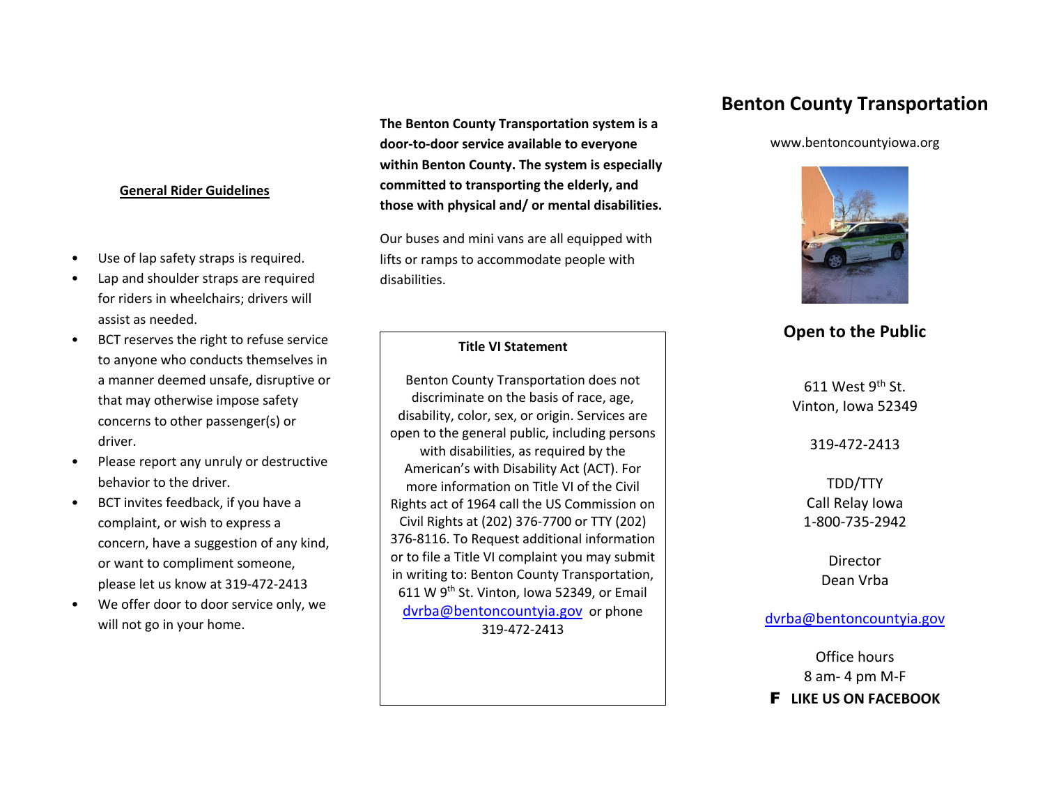## General Rider Guidelines

- Use of lap safety straps is required.
- Lap and shoulder straps are required for riders in wheelchairs; drivers will assist as needed.
- BCT reserves the right to refuse service to anyone who conducts themselves in a manner deemed unsafe, disruptive or that may otherwise impose safety concerns to other passenger(s) or driver.
- Please report any unruly or destructive behavior to the driver.
- BCT invites feedback, if you have a complaint, or wish to express a concern, have a suggestion of any kind, or want to compliment someone, please let us know at 319-472-2413
- We offer door to door service only, we will not go in your home.

**The Benton County Transportation system is a door-to-door service available to everyone within Benton County. The system is especially committed to transporting the elderly, and those with physical and/ or mental disabilities.**

Our buses and mini vans are all equipped with lifts or ramps to accommodate people with disabilities.

**Title VI Statement**

Benton County Transportation does not discriminate on the basis of race, age, disability, color, sex, or origin. Services are open to the general public, including persons with disabilities, as required by the American's with Disability Act (ACT). For more information on Title VI of the Civil Rights act of 1964 call the US Commission on Civil Rights at (202) 376-7700 or TTY (202) 376-8116. To Request additional information or to file a Title VI complaint you may submit in writing to: Benton County Transportation, 611 W 9th St. Vinton, Iowa 52349, or Email dvrba@bentoncountyia.gov or phone 319-472-2413

# Benton County Transportation

www.bentoncountyiowa.org

## Open to the Public

611 West 9th St.
Vinton, Iowa 52349

319-472-2413

TDD/TTY
Call Relay Iowa
1-800-735-2942

Director
Dean Vrba

dvrba@bentoncountyia.gov

Office hours
8 am- 4 pm M-F

**LIKE US ON FACEBOOK**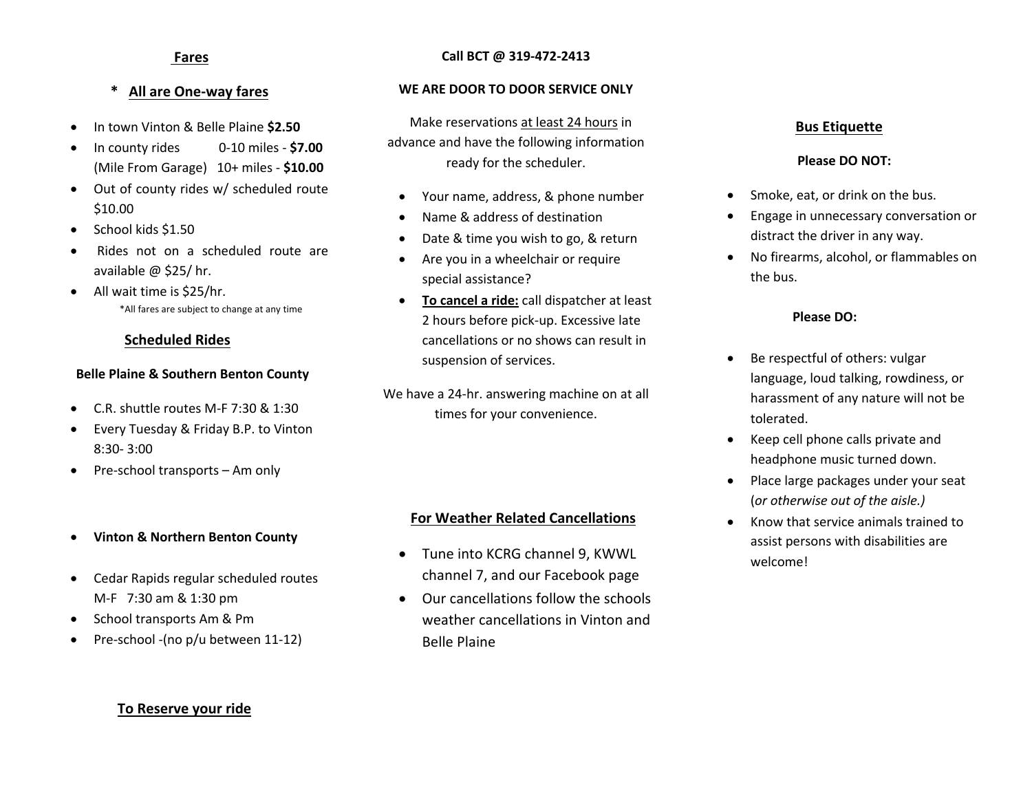## Fares

**\* All are One-way fares**

- In town Vinton & Belle Plaine **$2.50**
- In county rides 0-10 miles - **$7.00** (Mile From Garage) 10+ miles - **$10.00**
- Out of county rides w/ scheduled route $10.00
- School kids $1.50
- Rides not on a scheduled route are available @ $25/ hr.
- All wait time is $25/hr.

\*All fares are subject to change at any time

## Scheduled Rides

**Belle Plaine & Southern Benton County**

- C.R. shuttle routes M-F 7:30 & 1:30
- Every Tuesday & Friday B.P. to Vinton 8:30- 3:00
- Pre-school transports – Am only

- **Vinton & Northern Benton County**

- Cedar Rapids regular scheduled routes M-F 7:30 am & 1:30 pm
- School transports Am & Pm
- Pre-school -(no p/u between 11-12)

## To Reserve your ride

**Call BCT @ 319-472-2413**

**WE ARE DOOR TO DOOR SERVICE ONLY**

Make reservations at least 24 hours in advance and have the following information ready for the scheduler.

- Your name, address, & phone number
- Name & address of destination
- Date & time you wish to go, & return
- Are you in a wheelchair or require special assistance?
- **To cancel a ride:** call dispatcher at least 2 hours before pick-up. Excessive late cancellations or no shows can result in suspension of services.

We have a 24-hr. answering machine on at all times for your convenience.

## For Weather Related Cancellations

- Tune into KCRG channel 9, KWWL channel 7, and our Facebook page
- Our cancellations follow the schools weather cancellations in Vinton and Belle Plaine

## Bus Etiquette

**Please DO NOT:**

- Smoke, eat, or drink on the bus.
- Engage in unnecessary conversation or distract the driver in any way.
- No firearms, alcohol, or flammables on the bus.

**Please DO:**

- Be respectful of others: vulgar language, loud talking, rowdiness, or harassment of any nature will not be tolerated.
- Keep cell phone calls private and headphone music turned down.
- Place large packages under your seat (*or otherwise out of the aisle.)*
- Know that service animals trained to assist persons with disabilities are welcome!